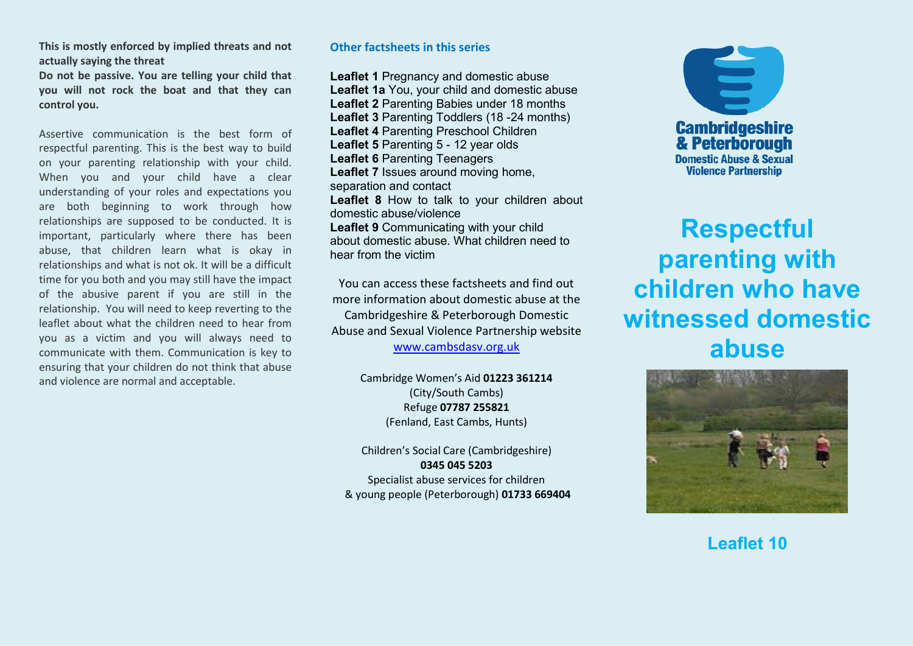**This is mostly enforced by implied threats and not actually saying the threat**

**Do not be passive. You are telling your child that you will not rock the boat and that they can control you.**

Assertive communication is the best form of respectful parenting. This is the best way to build on your parenting relationship with your child. When you and your child have a clear understanding of your roles and expectations you are both beginning to work through how relationships are supposed to be conducted. It is important, particularly where there has been abuse, that children learn what is okay in relationships and what is not ok. It will be a difficult time for you both and you may still have the impact of the abusive parent if you are still in the relationship. You will need to keep reverting to the leaflet about what the children need to hear from you as a victim and you will always need to communicate with them. Communication is key to ensuring that your children do not think that abuse and violence are normal and acceptable.

## Other factsheets in this series

**Leaflet 1** Pregnancy and domestic abuse
**Leaflet 1a** You, your child and domestic abuse
**Leaflet 2** Parenting Babies under 18 months
**Leaflet 3** Parenting Toddlers (18 -24 months)
**Leaflet 4** Parenting Preschool Children
**Leaflet 5** Parenting 5 - 12 year olds
**Leaflet 6** Parenting Teenagers
**Leaflet 7** Issues around moving home, separation and contact
**Leaflet 8** How to talk to your children about domestic abuse/violence
**Leaflet 9** Communicating with your child about domestic abuse. What children need to hear from the victim

You can access these factsheets and find out more information about domestic abuse at the Cambridgeshire & Peterborough Domestic Abuse and Sexual Violence Partnership website www.cambsdasv.org.uk

Cambridge Women's Aid **01223 361214**
(City/South Cambs)
Refuge **07787 255821**
(Fenland, East Cambs, Hunts)

Children's Social Care (Cambridgeshire)
**0345 045 5203**
Specialist abuse services for children & young people (Peterborough) **01733 669404**

Cambridgeshire & Peterborough
Domestic Abuse & Sexual Violence Partnership

# Respectful parenting with children who have witnessed domestic abuse

## Leaflet 10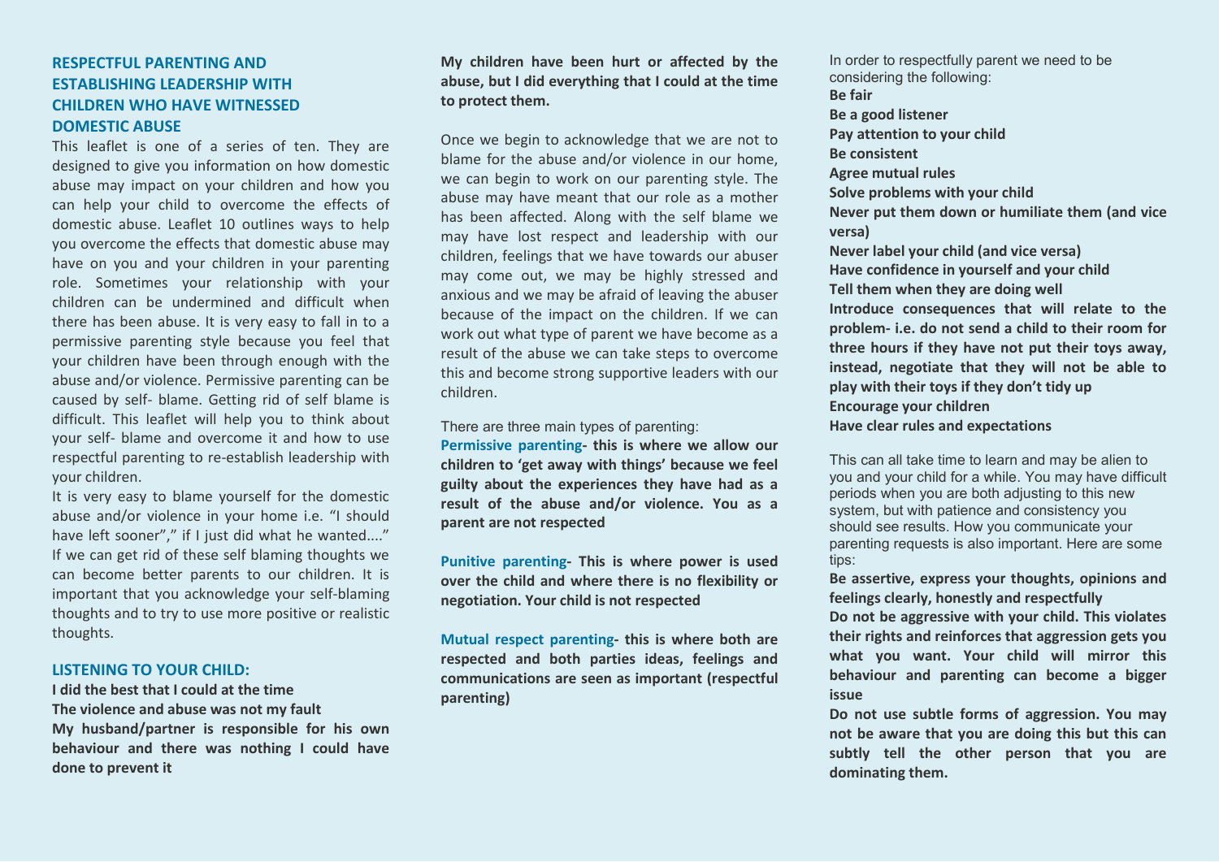## RESPECTFUL PARENTING AND ESTABLISHING LEADERSHIP WITH CHILDREN WHO HAVE WITNESSED DOMESTIC ABUSE

This leaflet is one of a series of ten. They are designed to give you information on how domestic abuse may impact on your children and how you can help your child to overcome the effects of domestic abuse. Leaflet 10 outlines ways to help you overcome the effects that domestic abuse may have on you and your children in your parenting role. Sometimes your relationship with your children can be undermined and difficult when there has been abuse. It is very easy to fall in to a permissive parenting style because you feel that your children have been through enough with the abuse and/or violence. Permissive parenting can be caused by self- blame. Getting rid of self blame is difficult. This leaflet will help you to think about your self- blame and overcome it and how to use respectful parenting to re-establish leadership with your children.

It is very easy to blame yourself for the domestic abuse and/or violence in your home i.e. "I should have left sooner"," if I just did what he wanted...." If we can get rid of these self blaming thoughts we can become better parents to our children. It is important that you acknowledge your self-blaming thoughts and to try to use more positive or realistic thoughts.

### LISTENING TO YOUR CHILD:

**I did the best that I could at the time**

**The violence and abuse was not my fault**

**My husband/partner is responsible for his own behaviour and there was nothing I could have done to prevent it**

**My children have been hurt or affected by the abuse, but I did everything that I could at the time to protect them.**

Once we begin to acknowledge that we are not to blame for the abuse and/or violence in our home, we can begin to work on our parenting style. The abuse may have meant that our role as a mother has been affected. Along with the self blame we may have lost respect and leadership with our children, feelings that we have towards our abuser may come out, we may be highly stressed and anxious and we may be afraid of leaving the abuser because of the impact on the children. If we can work out what type of parent we have become as a result of the abuse we can take steps to overcome this and become strong supportive leaders with our children.

There are three main types of parenting:

**Permissive parenting- this is where we allow our children to 'get away with things' because we feel guilty about the experiences they have had as a result of the abuse and/or violence. You as a parent are not respected**

**Punitive parenting- This is where power is used over the child and where there is no flexibility or negotiation. Your child is not respected**

**Mutual respect parenting- this is where both are respected and both parties ideas, feelings and communications are seen as important (respectful parenting)**

In order to respectfully parent we need to be considering the following:

**Be fair**

**Be a good listener**

**Pay attention to your child**

**Be consistent**

**Agree mutual rules**

**Solve problems with your child**

**Never put them down or humiliate them (and vice versa)**

**Never label your child (and vice versa)**

**Have confidence in yourself and your child**

**Tell them when they are doing well**

**Introduce consequences that will relate to the problem- i.e. do not send a child to their room for three hours if they have not put their toys away, instead, negotiate that they will not be able to play with their toys if they don't tidy up**

**Encourage your children**

**Have clear rules and expectations**

This can all take time to learn and may be alien to you and your child for a while. You may have difficult periods when you are both adjusting to this new system, but with patience and consistency you should see results. How you communicate your parenting requests is also important. Here are some tips:

**Be assertive, express your thoughts, opinions and feelings clearly, honestly and respectfully**

**Do not be aggressive with your child. This violates their rights and reinforces that aggression gets you what you want. Your child will mirror this behaviour and parenting can become a bigger issue**

**Do not use subtle forms of aggression. You may not be aware that you are doing this but this can subtly tell the other person that you are dominating them.**